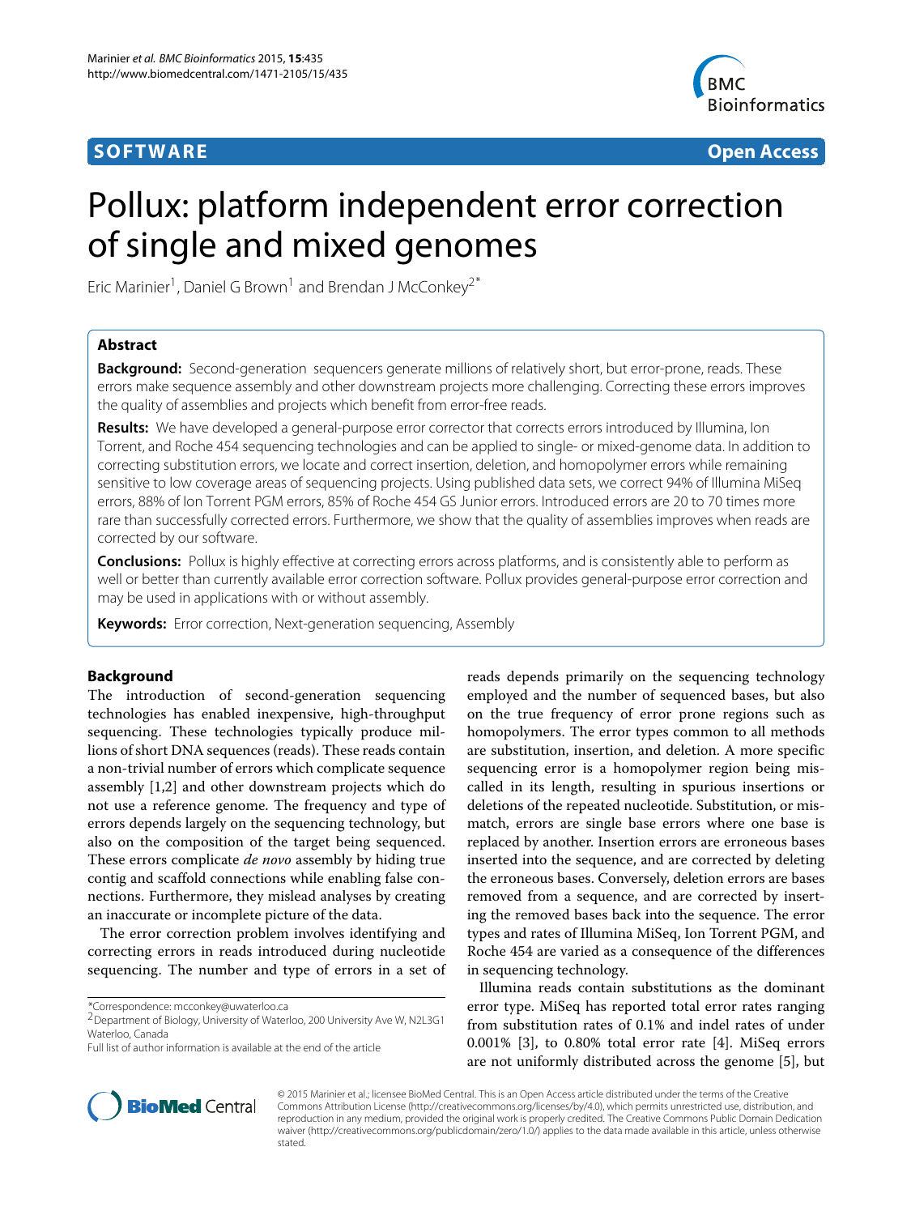**SOFTWARE** **Open Access**

# Pollux: platform independent error correction of single and mixed genomes

Eric Marinier[1], Daniel G Brown[1] and Brendan J McConkey[2*]

## Abstract

**Background:** Second-generation sequencers generate millions of relatively short, but error-prone, reads. These errors make sequence assembly and other downstream projects more challenging. Correcting these errors improves the quality of assemblies and projects which benefit from error-free reads.

**Results:** We have developed a general-purpose error corrector that corrects errors introduced by Illumina, Ion Torrent, and Roche 454 sequencing technologies and can be applied to single- or mixed-genome data. In addition to correcting substitution errors, we locate and correct insertion, deletion, and homopolymer errors while remaining sensitive to low coverage areas of sequencing projects. Using published data sets, we correct 94% of Illumina MiSeq errors, 88% of Ion Torrent PGM errors, 85% of Roche 454 GS Junior errors. Introduced errors are 20 to 70 times more rare than successfully corrected errors. Furthermore, we show that the quality of assemblies improves when reads are corrected by our software.

**Conclusions:** Pollux is highly effective at correcting errors across platforms, and is consistently able to perform as well or better than currently available error correction software. Pollux provides general-purpose error correction and may be used in applications with or without assembly.

**Keywords:** Error correction, Next-generation sequencing, Assembly

## Background

The introduction of second-generation sequencing technologies has enabled inexpensive, high-throughput sequencing. These technologies typically produce millions of short DNA sequences (reads). These reads contain a non-trivial number of errors which complicate sequence assembly [1,2] and other downstream projects which do not use a reference genome. The frequency and type of errors depends largely on the sequencing technology, but also on the composition of the target being sequenced. These errors complicate *de novo* assembly by hiding true contig and scaffold connections while enabling false connections. Furthermore, they mislead analyses by creating an inaccurate or incomplete picture of the data.

The error correction problem involves identifying and correcting errors in reads introduced during nucleotide sequencing. The number and type of errors in a set of reads depends primarily on the sequencing technology employed and the number of sequenced bases, but also on the true frequency of error prone regions such as homopolymers. The error types common to all methods are substitution, insertion, and deletion. A more specific sequencing error is a homopolymer region being miscalled in its length, resulting in spurious insertions or deletions of the repeated nucleotide. Substitution, or mismatch, errors are single base errors where one base is replaced by another. Insertion errors are erroneous bases inserted into the sequence, and are corrected by deleting the erroneous bases. Conversely, deletion errors are bases removed from a sequence, and are corrected by inserting the removed bases back into the sequence. The error types and rates of Illumina MiSeq, Ion Torrent PGM, and Roche 454 are varied as a consequence of the differences in sequencing technology.

Illumina reads contain substitutions as the dominant error type. MiSeq has reported total error rates ranging from substitution rates of 0.1% and indel rates of under 0.001% [3], to 0.80% total error rate [4]. MiSeq errors are not uniformly distributed across the genome [5], but

*Correspondence: mcconkey@uwaterloo.ca
[2]Department of Biology, University of Waterloo, 200 University Ave W, N2L3G1 Waterloo, Canada
Full list of author information is available at the end of the article

© 2015 Marinier et al.; licensee BioMed Central. This is an Open Access article distributed under the terms of the Creative Commons Attribution License (http://creativecommons.org/licenses/by/4.0), which permits unrestricted use, distribution, and reproduction in any medium, provided the original work is properly credited. The Creative Commons Public Domain Dedication waiver (http://creativecommons.org/publicdomain/zero/1.0/) applies to the data made available in this article, unless otherwise stated.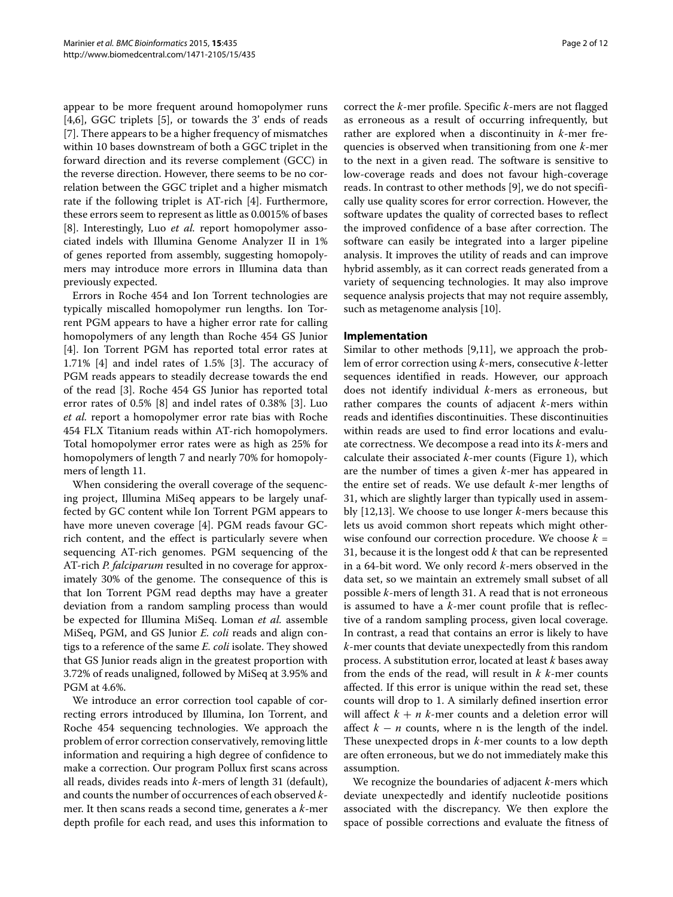appear to be more frequent around homopolymer runs [4,6], GGC triplets [5], or towards the 3' ends of reads [7]. There appears to be a higher frequency of mismatches within 10 bases downstream of both a GGC triplet in the forward direction and its reverse complement (GCC) in the reverse direction. However, there seems to be no correlation between the GGC triplet and a higher mismatch rate if the following triplet is AT-rich [4]. Furthermore, these errors seem to represent as little as 0.0015% of bases [8]. Interestingly, Luo *et al.* report homopolymer associated indels with Illumina Genome Analyzer II in 1% of genes reported from assembly, suggesting homopolymers may introduce more errors in Illumina data than previously expected.

Errors in Roche 454 and Ion Torrent technologies are typically miscalled homopolymer run lengths. Ion Torrent PGM appears to have a higher error rate for calling homopolymers of any length than Roche 454 GS Junior [4]. Ion Torrent PGM has reported total error rates at 1.71% [4] and indel rates of 1.5% [3]. The accuracy of PGM reads appears to steadily decrease towards the end of the read [3]. Roche 454 GS Junior has reported total error rates of 0.5% [8] and indel rates of 0.38% [3]. Luo *et al.* report a homopolymer error rate bias with Roche 454 FLX Titanium reads within AT-rich homopolymers. Total homopolymer error rates were as high as 25% for homopolymers of length 7 and nearly 70% for homopolymers of length 11.

When considering the overall coverage of the sequencing project, Illumina MiSeq appears to be largely unaffected by GC content while Ion Torrent PGM appears to have more uneven coverage [4]. PGM reads favour GC-rich content, and the effect is particularly severe when sequencing AT-rich genomes. PGM sequencing of the AT-rich *P. falciparum* resulted in no coverage for approximately 30% of the genome. The consequence of this is that Ion Torrent PGM read depths may have a greater deviation from a random sampling process than would be expected for Illumina MiSeq. Loman *et al.* assemble MiSeq, PGM, and GS Junior *E. coli* reads and align contigs to a reference of the same *E. coli* isolate. They showed that GS Junior reads align in the greatest proportion with 3.72% of reads unaligned, followed by MiSeq at 3.95% and PGM at 4.6%.

We introduce an error correction tool capable of correcting errors introduced by Illumina, Ion Torrent, and Roche 454 sequencing technologies. We approach the problem of error correction conservatively, removing little information and requiring a high degree of confidence to make a correction. Our program Pollux first scans across all reads, divides reads into $k$-mers of length 31 (default), and counts the number of occurrences of each observed $k$-mer. It then scans reads a second time, generates a $k$-mer depth profile for each read, and uses this information to correct the $k$-mer profile. Specific $k$-mers are not flagged as erroneous as a result of occurring infrequently, but rather are explored when a discontinuity in $k$-mer frequencies is observed when transitioning from one $k$-mer to the next in a given read. The software is sensitive to low-coverage reads and does not favour high-coverage reads. In contrast to other methods [9], we do not specifically use quality scores for error correction. However, the software updates the quality of corrected bases to reflect the improved confidence of a base after correction. The software can easily be integrated into a larger pipeline analysis. It improves the utility of reads and can improve hybrid assembly, as it can correct reads generated from a variety of sequencing technologies. It may also improve sequence analysis projects that may not require assembly, such as metagenome analysis [10].

## Implementation

Similar to other methods [9,11], we approach the problem of error correction using $k$-mers, consecutive $k$-letter sequences identified in reads. However, our approach does not identify individual $k$-mers as erroneous, but rather compares the counts of adjacent $k$-mers within reads and identifies discontinuities. These discontinuities within reads are used to find error locations and evaluate correctness. We decompose a read into its $k$-mers and calculate their associated $k$-mer counts (Figure 1), which are the number of times a given $k$-mer has appeared in the entire set of reads. We use default $k$-mer lengths of 31, which are slightly larger than typically used in assembly [12,13]. We choose to use longer $k$-mers because this lets us avoid common short repeats which might otherwise confound our correction procedure. We choose $k = 31$, because it is the longest odd $k$ that can be represented in a 64-bit word. We only record $k$-mers observed in the data set, so we maintain an extremely small subset of all possible $k$-mers of length 31. A read that is not erroneous is assumed to have a $k$-mer count profile that is reflective of a random sampling process, given local coverage. In contrast, a read that contains an error is likely to have $k$-mer counts that deviate unexpectedly from this random process. A substitution error, located at least $k$ bases away from the ends of the read, will result in $k$ $k$-mer counts affected. If this error is unique within the read set, these counts will drop to 1. A similarly defined insertion error will affect $k + n$ $k$-mer counts and a deletion error will affect $k - n$ counts, where n is the length of the indel. These unexpected drops in $k$-mer counts to a low depth are often erroneous, but we do not immediately make this assumption.

We recognize the boundaries of adjacent $k$-mers which deviate unexpectedly and identify nucleotide positions associated with the discrepancy. We then explore the space of possible corrections and evaluate the fitness of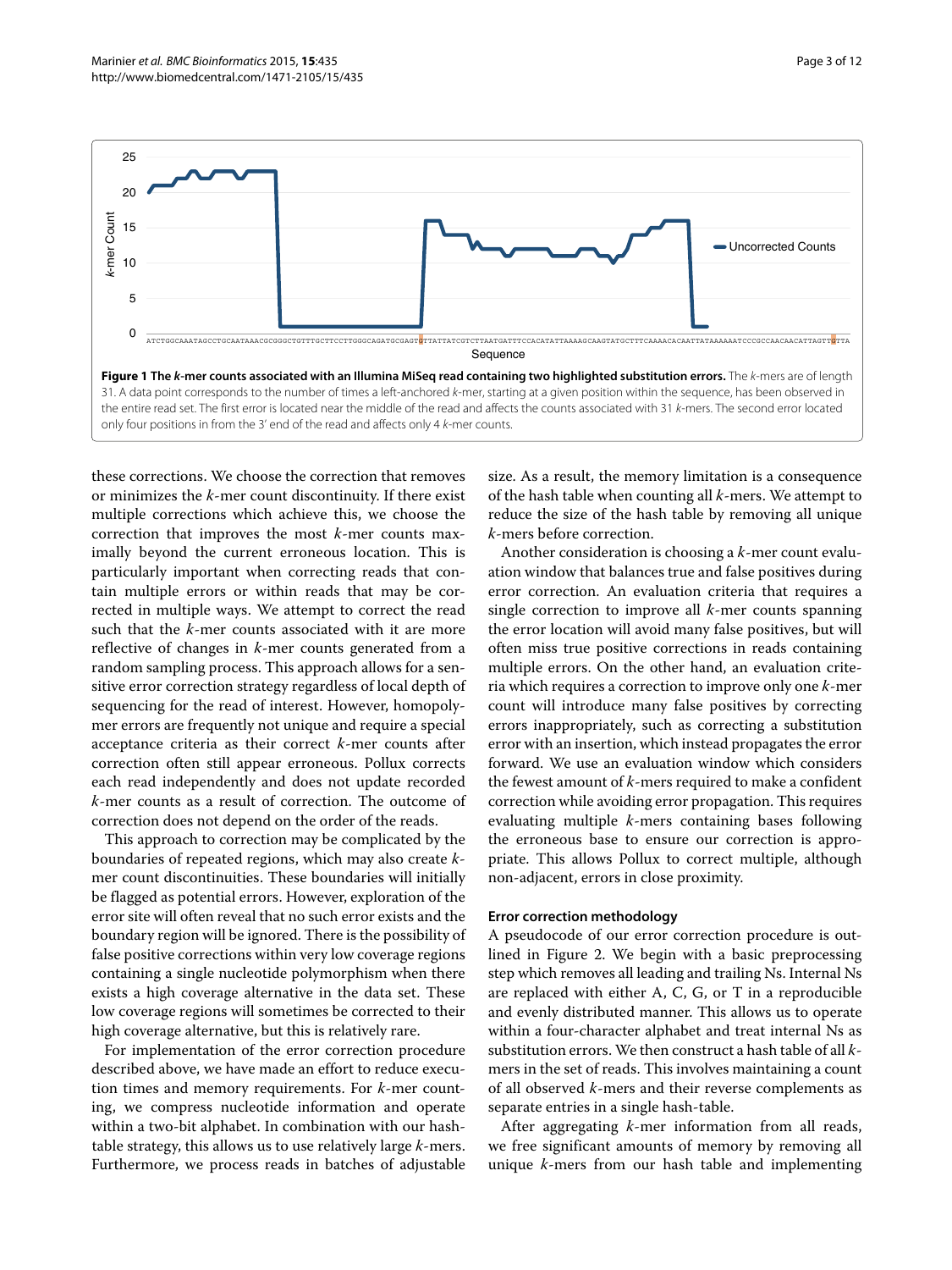**Figure 1 The *k*-mer counts associated with an Illumina MiSeq read containing two highlighted substitution errors.** The *k*-mers are of length 31. A data point corresponds to the number of times a left-anchored *k*-mer, starting at a given position within the sequence, has been observed in the entire read set. The first error is located near the middle of the read and affects the counts associated with 31 *k*-mers. The second error located only four positions in from the 3′ end of the read and affects only 4 *k*-mer counts.

these corrections. We choose the correction that removes or minimizes the *k*-mer count discontinuity. If there exist multiple corrections which achieve this, we choose the correction that improves the most *k*-mer counts maximally beyond the current erroneous location. This is particularly important when correcting reads that contain multiple errors or within reads that may be corrected in multiple ways. We attempt to correct the read such that the *k*-mer counts associated with it are more reflective of changes in *k*-mer counts generated from a random sampling process. This approach allows for a sensitive error correction strategy regardless of local depth of sequencing for the read of interest. However, homopolymer errors are frequently not unique and require a special acceptance criteria as their correct *k*-mer counts after correction often still appear erroneous. Pollux corrects each read independently and does not update recorded *k*-mer counts as a result of correction. The outcome of correction does not depend on the order of the reads.

This approach to correction may be complicated by the boundaries of repeated regions, which may also create *k*-mer count discontinuities. These boundaries will initially be flagged as potential errors. However, exploration of the error site will often reveal that no such error exists and the boundary region will be ignored. There is the possibility of false positive corrections within very low coverage regions containing a single nucleotide polymorphism when there exists a high coverage alternative in the data set. These low coverage regions will sometimes be corrected to their high coverage alternative, but this is relatively rare.

For implementation of the error correction procedure described above, we have made an effort to reduce execution times and memory requirements. For *k*-mer counting, we compress nucleotide information and operate within a two-bit alphabet. In combination with our hash-table strategy, this allows us to use relatively large *k*-mers. Furthermore, we process reads in batches of adjustable size. As a result, the memory limitation is a consequence of the hash table when counting all *k*-mers. We attempt to reduce the size of the hash table by removing all unique *k*-mers before correction.

Another consideration is choosing a *k*-mer count evaluation window that balances true and false positives during error correction. An evaluation criteria that requires a single correction to improve all *k*-mer counts spanning the error location will avoid many false positives, but will often miss true positive corrections in reads containing multiple errors. On the other hand, an evaluation criteria which requires a correction to improve only one *k*-mer count will introduce many false positives by correcting errors inappropriately, such as correcting a substitution error with an insertion, which instead propagates the error forward. We use an evaluation window which considers the fewest amount of *k*-mers required to make a confident correction while avoiding error propagation. This requires evaluating multiple *k*-mers containing bases following the erroneous base to ensure our correction is appropriate. This allows Pollux to correct multiple, although non-adjacent, errors in close proximity.

#### Error correction methodology

A pseudocode of our error correction procedure is outlined in Figure 2. We begin with a basic preprocessing step which removes all leading and trailing Ns. Internal Ns are replaced with either A, C, G, or T in a reproducible and evenly distributed manner. This allows us to operate within a four-character alphabet and treat internal Ns as substitution errors. We then construct a hash table of all *k*-mers in the set of reads. This involves maintaining a count of all observed *k*-mers and their reverse complements as separate entries in a single hash-table.

After aggregating *k*-mer information from all reads, we free significant amounts of memory by removing all unique *k*-mers from our hash table and implementing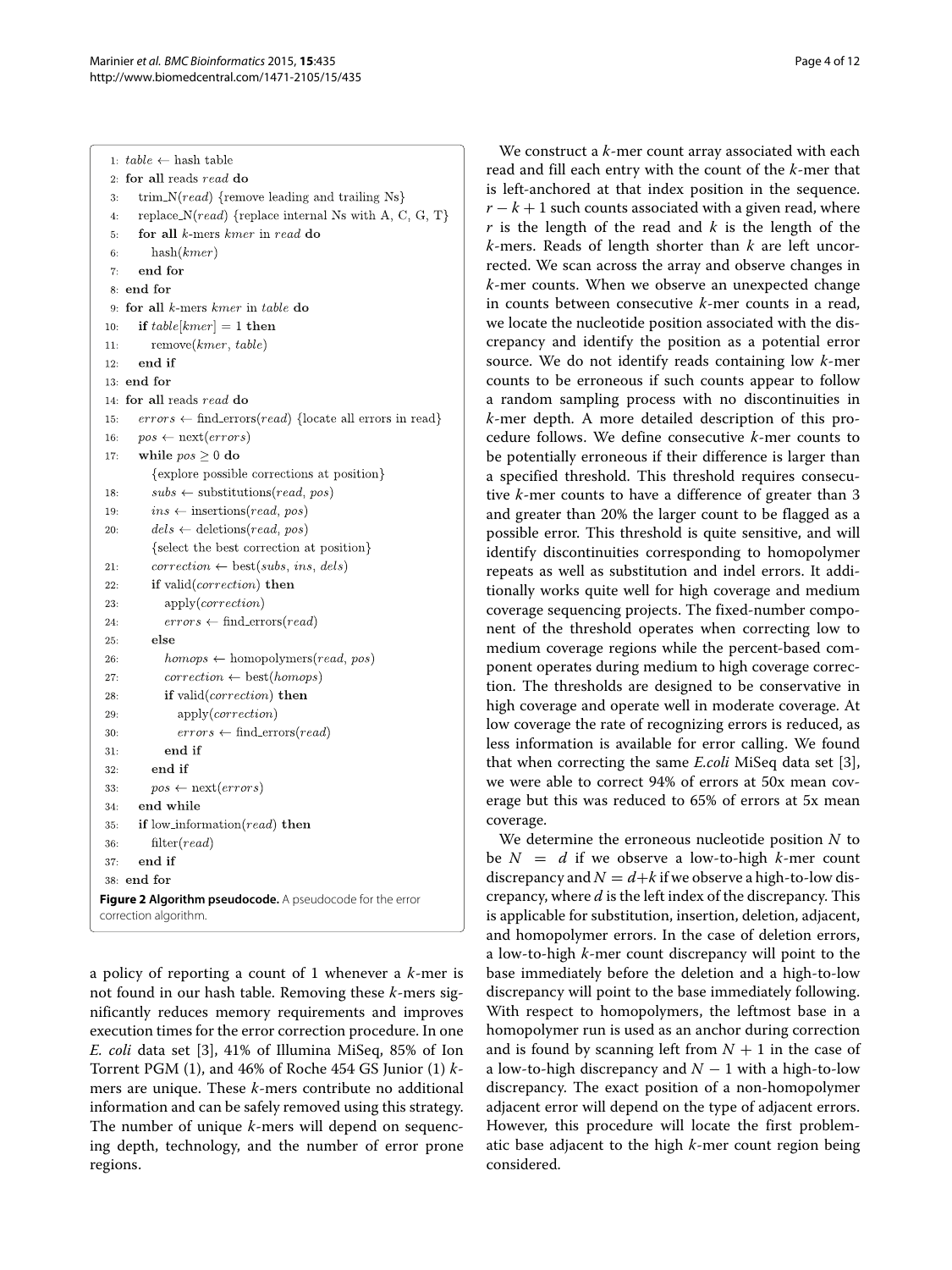```
1: table ← hash table
2: for all reads read do
3:     trim_N(read) {remove leading and trailing Ns}
4:     replace_N(read) {replace internal Ns with A, C, G, T}
5:     for all k-mers kmer in read do
6:         hash(kmer)
7:     end for
8: end for
9: for all k-mers kmer in table do
10:    if table[kmer] = 1 then
11:        remove(kmer, table)
12:    end if
13: end for
14: for all reads read do
15:    errors ← find_errors(read) {locate all errors in read}
16:    pos ← next(errors)
17:    while pos ≥ 0 do
           {explore possible corrections at position}
18:        subs ← substitutions(read, pos)
19:        ins ← insertions(read, pos)
20:        dels ← deletions(read, pos)
           {select the best correction at position}
21:        correction ← best(subs, ins, dels)
22:        if valid(correction) then
23:            apply(correction)
24:            errors ← find_errors(read)
25:        else
26:            homops ← homopolymers(read, pos)
27:            correction ← best(homops)
28:            if valid(correction) then
29:                apply(correction)
30:                errors ← find_errors(read)
31:            end if
32:        end if
33:        pos ← next(errors)
34:    end while
35:    if low_information(read) then
36:        filter(read)
37:    end if
38: end for
```

**Figure 2 Algorithm pseudocode.** A pseudocode for the error correction algorithm.

a policy of reporting a count of 1 whenever a *k*-mer is not found in our hash table. Removing these *k*-mers significantly reduces memory requirements and improves execution times for the error correction procedure. In one *E. coli* data set [3], 41% of Illumina MiSeq, 85% of Ion Torrent PGM (1), and 46% of Roche 454 GS Junior (1) *k*-mers are unique. These *k*-mers contribute no additional information and can be safely removed using this strategy. The number of unique *k*-mers will depend on sequencing depth, technology, and the number of error prone regions.

We construct a *k*-mer count array associated with each read and fill each entry with the count of the *k*-mer that is left-anchored at that index position in the sequence. $r - k + 1$ such counts associated with a given read, where $r$ is the length of the read and $k$ is the length of the *k*-mers. Reads of length shorter than $k$ are left uncorrected. We scan across the array and observe changes in *k*-mer counts. When we observe an unexpected change in counts between consecutive *k*-mer counts in a read, we locate the nucleotide position associated with the discrepancy and identify the position as a potential error source. We do not identify reads containing low *k*-mer counts to be erroneous if such counts appear to follow a random sampling process with no discontinuities in *k*-mer depth. A more detailed description of this procedure follows. We define consecutive *k*-mer counts to be potentially erroneous if their difference is larger than a specified threshold. This threshold requires consecutive *k*-mer counts to have a difference of greater than 3 and greater than 20% the larger count to be flagged as a possible error. This threshold is quite sensitive, and will identify discontinuities corresponding to homopolymer repeats as well as substitution and indel errors. It additionally works quite well for high coverage and medium coverage sequencing projects. The fixed-number component of the threshold operates when correcting low to medium coverage regions while the percent-based component operates during medium to high coverage correction. The thresholds are designed to be conservative in high coverage and operate well in moderate coverage. At low coverage the rate of recognizing errors is reduced, as less information is available for error calling. We found that when correcting the same *E.coli* MiSeq data set [3], we were able to correct 94% of errors at 50x mean coverage but this was reduced to 65% of errors at 5x mean coverage.

We determine the erroneous nucleotide position $N$ to be $N = d$ if we observe a low-to-high *k*-mer count discrepancy and $N = d+k$ if we observe a high-to-low discrepancy, where $d$ is the left index of the discrepancy. This is applicable for substitution, insertion, deletion, adjacent, and homopolymer errors. In the case of deletion errors, a low-to-high *k*-mer count discrepancy will point to the base immediately before the deletion and a high-to-low discrepancy will point to the base immediately following. With respect to homopolymers, the leftmost base in a homopolymer run is used as an anchor during correction and is found by scanning left from $N + 1$ in the case of a low-to-high discrepancy and $N - 1$ with a high-to-low discrepancy. The exact position of a non-homopolymer adjacent error will depend on the type of adjacent errors. However, this procedure will locate the first problematic base adjacent to the high *k*-mer count region being considered.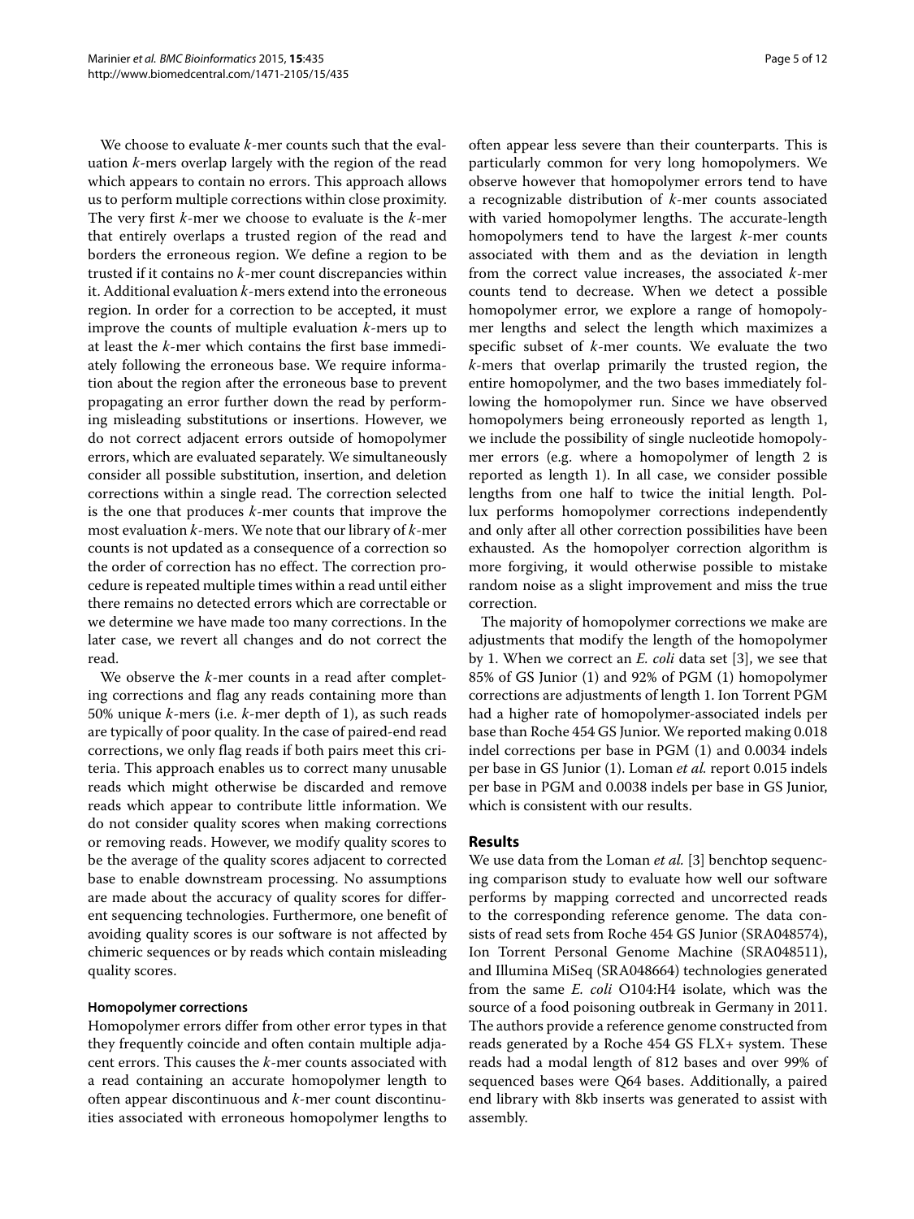We choose to evaluate $k$-mer counts such that the evaluation $k$-mers overlap largely with the region of the read which appears to contain no errors. This approach allows us to perform multiple corrections within close proximity. The very first $k$-mer we choose to evaluate is the $k$-mer that entirely overlaps a trusted region of the read and borders the erroneous region. We define a region to be trusted if it contains no $k$-mer count discrepancies within it. Additional evaluation $k$-mers extend into the erroneous region. In order for a correction to be accepted, it must improve the counts of multiple evaluation $k$-mers up to at least the $k$-mer which contains the first base immediately following the erroneous base. We require information about the region after the erroneous base to prevent propagating an error further down the read by performing misleading substitutions or insertions. However, we do not correct adjacent errors outside of homopolymer errors, which are evaluated separately. We simultaneously consider all possible substitution, insertion, and deletion corrections within a single read. The correction selected is the one that produces $k$-mer counts that improve the most evaluation $k$-mers. We note that our library of $k$-mer counts is not updated as a consequence of a correction so the order of correction has no effect. The correction procedure is repeated multiple times within a read until either there remains no detected errors which are correctable or we determine we have made too many corrections. In the later case, we revert all changes and do not correct the read.

We observe the $k$-mer counts in a read after completing corrections and flag any reads containing more than 50% unique $k$-mers (i.e. $k$-mer depth of 1), as such reads are typically of poor quality. In the case of paired-end read corrections, we only flag reads if both pairs meet this criteria. This approach enables us to correct many unusable reads which might otherwise be discarded and remove reads which appear to contribute little information. We do not consider quality scores when making corrections or removing reads. However, we modify quality scores to be the average of the quality scores adjacent to corrected base to enable downstream processing. No assumptions are made about the accuracy of quality scores for different sequencing technologies. Furthermore, one benefit of avoiding quality scores is our software is not affected by chimeric sequences or by reads which contain misleading quality scores.

### Homopolymer corrections

Homopolymer errors differ from other error types in that they frequently coincide and often contain multiple adjacent errors. This causes the $k$-mer counts associated with a read containing an accurate homopolymer length to often appear discontinuous and $k$-mer count discontinuities associated with erroneous homopolymer lengths to often appear less severe than their counterparts. This is particularly common for very long homopolymers. We observe however that homopolymer errors tend to have a recognizable distribution of $k$-mer counts associated with varied homopolymer lengths. The accurate-length homopolymers tend to have the largest $k$-mer counts associated with them and as the deviation in length from the correct value increases, the associated $k$-mer counts tend to decrease. When we detect a possible homopolymer error, we explore a range of homopolymer lengths and select the length which maximizes a specific subset of $k$-mer counts. We evaluate the two $k$-mers that overlap primarily the trusted region, the entire homopolymer, and the two bases immediately following the homopolymer run. Since we have observed homopolymers being erroneously reported as length 1, we include the possibility of single nucleotide homopolymer errors (e.g. where a homopolymer of length 2 is reported as length 1). In all case, we consider possible lengths from one half to twice the initial length. Pollux performs homopolymer corrections independently and only after all other correction possibilities have been exhausted. As the homopolyer correction algorithm is more forgiving, it would otherwise possible to mistake random noise as a slight improvement and miss the true correction.

The majority of homopolymer corrections we make are adjustments that modify the length of the homopolymer by 1. When we correct an *E. coli* data set [3], we see that 85% of GS Junior (1) and 92% of PGM (1) homopolymer corrections are adjustments of length 1. Ion Torrent PGM had a higher rate of homopolymer-associated indels per base than Roche 454 GS Junior. We reported making 0.018 indel corrections per base in PGM (1) and 0.0034 indels per base in GS Junior (1). Loman *et al.* report 0.015 indels per base in PGM and 0.0038 indels per base in GS Junior, which is consistent with our results.

## Results

We use data from the Loman *et al.* [3] benchtop sequencing comparison study to evaluate how well our software performs by mapping corrected and uncorrected reads to the corresponding reference genome. The data consists of read sets from Roche 454 GS Junior (SRA048574), Ion Torrent Personal Genome Machine (SRA048511), and Illumina MiSeq (SRA048664) technologies generated from the same *E. coli* O104:H4 isolate, which was the source of a food poisoning outbreak in Germany in 2011. The authors provide a reference genome constructed from reads generated by a Roche 454 GS FLX+ system. These reads had a modal length of 812 bases and over 99% of sequenced bases were Q64 bases. Additionally, a paired end library with 8kb inserts was generated to assist with assembly.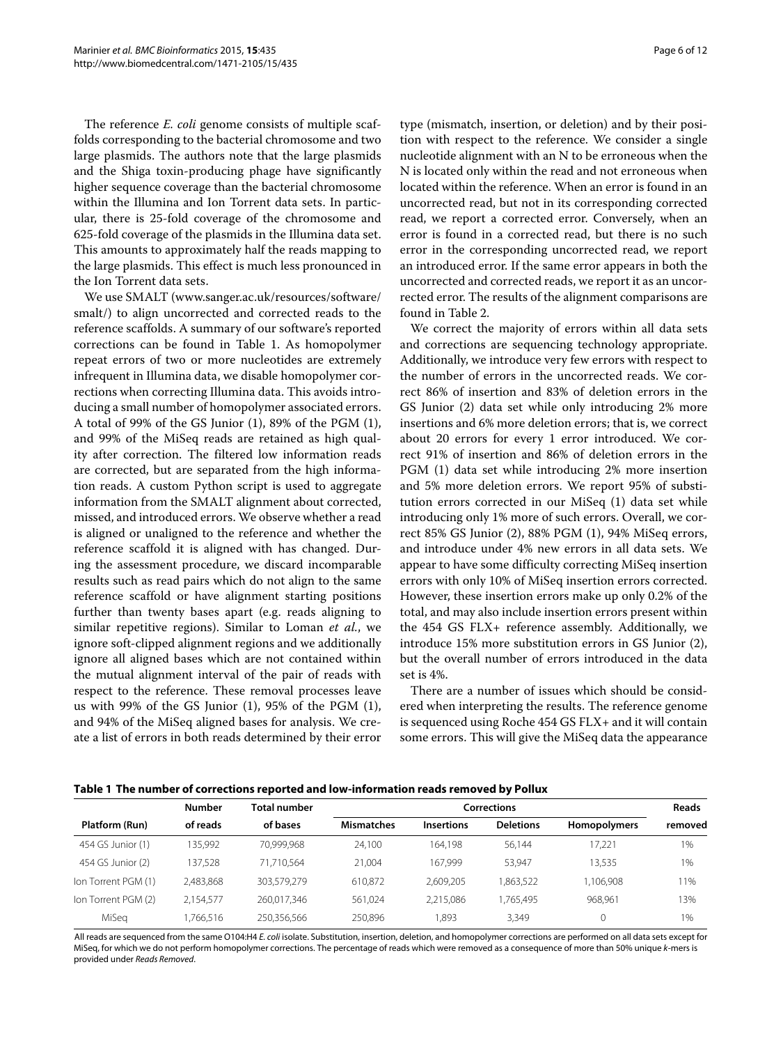The reference *E. coli* genome consists of multiple scaffolds corresponding to the bacterial chromosome and two large plasmids. The authors note that the large plasmids and the Shiga toxin-producing phage have significantly higher sequence coverage than the bacterial chromosome within the Illumina and Ion Torrent data sets. In particular, there is 25-fold coverage of the chromosome and 625-fold coverage of the plasmids in the Illumina data set. This amounts to approximately half the reads mapping to the large plasmids. This effect is much less pronounced in the Ion Torrent data sets.

We use SMALT (www.sanger.ac.uk/resources/software/smalt/) to align uncorrected and corrected reads to the reference scaffolds. A summary of our software's reported corrections can be found in Table 1. As homopolymer repeat errors of two or more nucleotides are extremely infrequent in Illumina data, we disable homopolymer corrections when correcting Illumina data. This avoids introducing a small number of homopolymer associated errors. A total of 99% of the GS Junior (1), 89% of the PGM (1), and 99% of the MiSeq reads are retained as high quality after correction. The filtered low information reads are corrected, but are separated from the high information reads. A custom Python script is used to aggregate information from the SMALT alignment about corrected, missed, and introduced errors. We observe whether a read is aligned or unaligned to the reference and whether the reference scaffold it is aligned with has changed. During the assessment procedure, we discard incomparable results such as read pairs which do not align to the same reference scaffold or have alignment starting positions further than twenty bases apart (e.g. reads aligning to similar repetitive regions). Similar to Loman *et al.*, we ignore soft-clipped alignment regions and we additionally ignore all aligned bases which are not contained within the mutual alignment interval of the pair of reads with respect to the reference. These removal processes leave us with 99% of the GS Junior (1), 95% of the PGM (1), and 94% of the MiSeq aligned bases for analysis. We create a list of errors in both reads determined by their error type (mismatch, insertion, or deletion) and by their position with respect to the reference. We consider a single nucleotide alignment with an N to be erroneous when the N is located only within the read and not erroneous when located within the reference. When an error is found in an uncorrected read, but not in its corresponding corrected read, we report a corrected error. Conversely, when an error is found in a corrected read, but there is no such error in the corresponding uncorrected read, we report an introduced error. If the same error appears in both the uncorrected and corrected reads, we report it as an uncorrected error. The results of the alignment comparisons are found in Table 2.

We correct the majority of errors within all data sets and corrections are sequencing technology appropriate. Additionally, we introduce very few errors with respect to the number of errors in the uncorrected reads. We correct 86% of insertion and 83% of deletion errors in the GS Junior (2) data set while only introducing 2% more insertions and 6% more deletion errors; that is, we correct about 20 errors for every 1 error introduced. We correct 91% of insertion and 86% of deletion errors in the PGM (1) data set while introducing 2% more insertion and 5% more deletion errors. We report 95% of substitution errors corrected in our MiSeq (1) data set while introducing only 1% more of such errors. Overall, we correct 85% GS Junior (2), 88% PGM (1), 94% MiSeq errors, and introduce under 4% new errors in all data sets. We appear to have some difficulty correcting MiSeq insertion errors with only 10% of MiSeq insertion errors corrected. However, these insertion errors make up only 0.2% of the total, and may also include insertion errors present within the 454 GS FLX+ reference assembly. Additionally, we introduce 15% more substitution errors in GS Junior (2), but the overall number of errors introduced in the data set is 4%.

There are a number of issues which should be considered when interpreting the results. The reference genome is sequenced using Roche 454 GS FLX+ and it will contain some errors. This will give the MiSeq data the appearance

**Table 1 The number of corrections reported and low-information reads removed by Pollux**

| Platform (Run) | Number of reads | Total number of bases | Corrections | | | | Reads removed |
|---|---|---|---|---|---|---|---|
| | | | Mismatches | Insertions | Deletions | Homopolymers | |
| 454 GS Junior (1) | 135,992 | 70,999,968 | 24,100 | 164,198 | 56,144 | 17,221 | 1% |
| 454 GS Junior (2) | 137,528 | 71,710,564 | 21,004 | 167,999 | 53,947 | 13,535 | 1% |
| Ion Torrent PGM (1) | 2,483,868 | 303,579,279 | 610,872 | 2,609,205 | 1,863,522 | 1,106,908 | 11% |
| Ion Torrent PGM (2) | 2,154,577 | 260,017,346 | 561,024 | 2,215,086 | 1,765,495 | 968,961 | 13% |
| MiSeq | 1,766,516 | 250,356,566 | 250,896 | 1,893 | 3,349 | 0 | 1% |

All reads are sequenced from the same O104:H4 *E. coli* isolate. Substitution, insertion, deletion, and homopolymer corrections are performed on all data sets except for MiSeq, for which we do not perform homopolymer corrections. The percentage of reads which were removed as a consequence of more than 50% unique *k*-mers is provided under *Reads Removed*.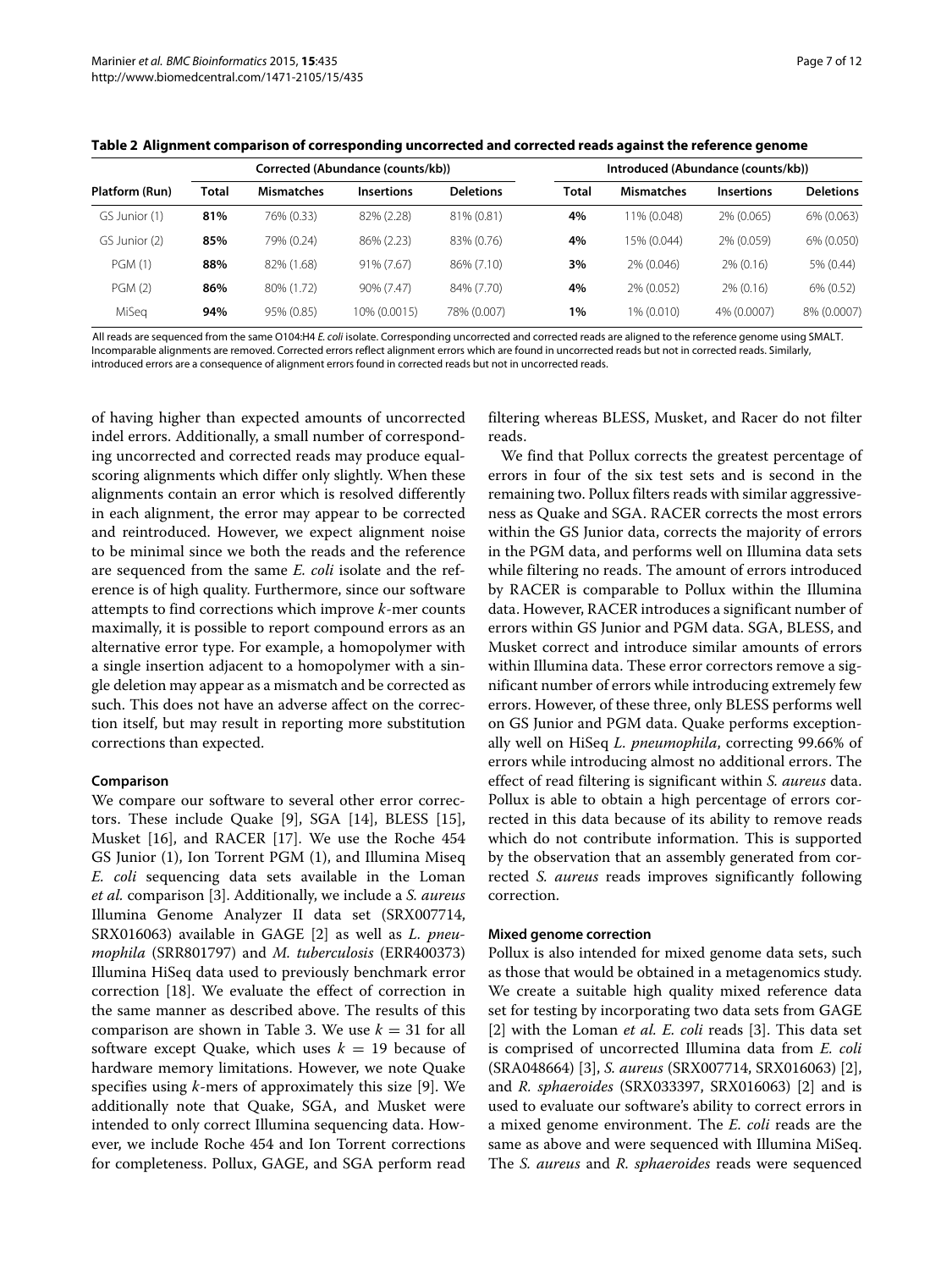**Table 2 Alignment comparison of corresponding uncorrected and corrected reads against the reference genome**

| Platform (Run) | Corrected (Abundance (counts/kb)) | | | | Introduced (Abundance (counts/kb)) | | | |
|---|---|---|---|---|---|---|---|---|
| | **Total** | **Mismatches** | **Insertions** | **Deletions** | **Total** | **Mismatches** | **Insertions** | **Deletions** |
| GS Junior (1) | **81%** | 76% (0.33) | 82% (2.28) | 81% (0.81) | **4%** | 11% (0.048) | 2% (0.065) | 6% (0.063) |
| GS Junior (2) | **85%** | 79% (0.24) | 86% (2.23) | 83% (0.76) | **4%** | 15% (0.044) | 2% (0.059) | 6% (0.050) |
| PGM (1) | **88%** | 82% (1.68) | 91% (7.67) | 86% (7.10) | **3%** | 2% (0.046) | 2% (0.16) | 5% (0.44) |
| PGM (2) | **86%** | 80% (1.72) | 90% (7.47) | 84% (7.70) | **4%** | 2% (0.052) | 2% (0.16) | 6% (0.52) |
| MiSeq | **94%** | 95% (0.85) | 10% (0.0015) | 78% (0.007) | **1%** | 1% (0.010) | 4% (0.0007) | 8% (0.0007) |

All reads are sequenced from the same O104:H4 *E. coli* isolate. Corresponding uncorrected and corrected reads are aligned to the reference genome using SMALT. Incomparable alignments are removed. Corrected errors reflect alignment errors which are found in uncorrected reads but not in corrected reads. Similarly, introduced errors are a consequence of alignment errors found in corrected reads but not in uncorrected reads.

of having higher than expected amounts of uncorrected indel errors. Additionally, a small number of corresponding uncorrected and corrected reads may produce equal-scoring alignments which differ only slightly. When these alignments contain an error which is resolved differently in each alignment, the error may appear to be corrected and reintroduced. However, we expect alignment noise to be minimal since we both the reads and the reference are sequenced from the same *E. coli* isolate and the reference is of high quality. Furthermore, since our software attempts to find corrections which improve $k$-mer counts maximally, it is possible to report compound errors as an alternative error type. For example, a homopolymer with a single insertion adjacent to a homopolymer with a single deletion may appear as a mismatch and be corrected as such. This does not have an adverse affect on the correction itself, but may result in reporting more substitution corrections than expected.

#### Comparison

We compare our software to several other error correctors. These include Quake [9], SGA [14], BLESS [15], Musket [16], and RACER [17]. We use the Roche 454 GS Junior (1), Ion Torrent PGM (1), and Illumina Miseq *E. coli* sequencing data sets available in the Loman *et al.* comparison [3]. Additionally, we include a *S. aureus* Illumina Genome Analyzer II data set (SRX007714, SRX016063) available in GAGE [2] as well as *L. pneumophila* (SRR801797) and *M. tuberculosis* (ERR400373) Illumina HiSeq data used to previously benchmark error correction [18]. We evaluate the effect of correction in the same manner as described above. The results of this comparison are shown in Table 3. We use $k = 31$ for all software except Quake, which uses $k = 19$ because of hardware memory limitations. However, we note Quake specifies using $k$-mers of approximately this size [9]. We additionally note that Quake, SGA, and Musket were intended to only correct Illumina sequencing data. However, we include Roche 454 and Ion Torrent corrections for completeness. Pollux, GAGE, and SGA perform read filtering whereas BLESS, Musket, and Racer do not filter reads.

We find that Pollux corrects the greatest percentage of errors in four of the six test sets and is second in the remaining two. Pollux filters reads with similar aggressiveness as Quake and SGA. RACER corrects the most errors within the GS Junior data, corrects the majority of errors in the PGM data, and performs well on Illumina data sets while filtering no reads. The amount of errors introduced by RACER is comparable to Pollux within the Illumina data. However, RACER introduces a significant number of errors within GS Junior and PGM data. SGA, BLESS, and Musket correct and introduce similar amounts of errors within Illumina data. These error correctors remove a significant number of errors while introducing extremely few errors. However, of these three, only BLESS performs well on GS Junior and PGM data. Quake performs exceptionally well on HiSeq *L. pneumophila*, correcting 99.66% of errors while introducing almost no additional errors. The effect of read filtering is significant within *S. aureus* data. Pollux is able to obtain a high percentage of errors corrected in this data because of its ability to remove reads which do not contribute information. This is supported by the observation that an assembly generated from corrected *S. aureus* reads improves significantly following correction.

#### Mixed genome correction

Pollux is also intended for mixed genome data sets, such as those that would be obtained in a metagenomics study. We create a suitable high quality mixed reference data set for testing by incorporating two data sets from GAGE [2] with the Loman *et al. E. coli* reads [3]. This data set is comprised of uncorrected Illumina data from *E. coli* (SRA048664) [3], *S. aureus* (SRX007714, SRX016063) [2], and *R. sphaeroides* (SRX033397, SRX016063) [2] and is used to evaluate our software's ability to correct errors in a mixed genome environment. The *E. coli* reads are the same as above and were sequenced with Illumina MiSeq. The *S. aureus* and *R. sphaeroides* reads were sequenced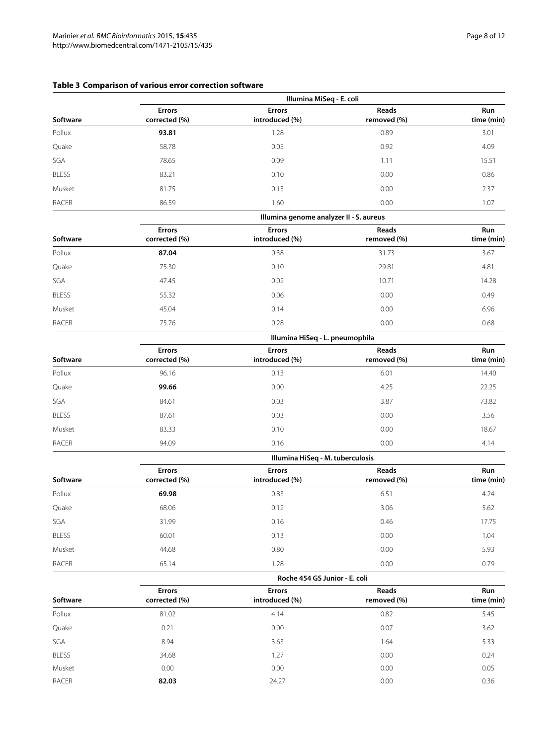**Table 3 Comparison of various error correction software**

| Software | Illumina MiSeq - E. coli | | | |
|---|---|---|---|---|
| | Errors corrected (%) | Errors introduced (%) | Reads removed (%) | Run time (min) |
| Pollux | **93.81** | 1.28 | 0.89 | 3.01 |
| Quake | 58.78 | 0.05 | 0.92 | 4.09 |
| SGA | 78.65 | 0.09 | 1.11 | 15.51 |
| BLESS | 83.21 | 0.10 | 0.00 | 0.86 |
| Musket | 81.75 | 0.15 | 0.00 | 2.37 |
| RACER | 86.59 | 1.60 | 0.00 | 1.07 |
| | **Illumina genome analyzer II - S. aureus** | | | |
| Software | Errors corrected (%) | Errors introduced (%) | Reads removed (%) | Run time (min) |
| Pollux | **87.04** | 0.38 | 31.73 | 3.67 |
| Quake | 75.30 | 0.10 | 29.81 | 4.81 |
| SGA | 47.45 | 0.02 | 10.71 | 14.28 |
| BLESS | 55.32 | 0.06 | 0.00 | 0.49 |
| Musket | 45.04 | 0.14 | 0.00 | 6.96 |
| RACER | 75.76 | 0.28 | 0.00 | 0.68 |
| | **Illumina HiSeq - L. pneumophila** | | | |
| Software | Errors corrected (%) | Errors introduced (%) | Reads removed (%) | Run time (min) |
| Pollux | 96.16 | 0.13 | 6.01 | 14.40 |
| Quake | **99.66** | 0.00 | 4.25 | 22.25 |
| SGA | 84.61 | 0.03 | 3.87 | 73.82 |
| BLESS | 87.61 | 0.03 | 0.00 | 3.56 |
| Musket | 83.33 | 0.10 | 0.00 | 18.67 |
| RACER | 94.09 | 0.16 | 0.00 | 4.14 |
| | **Illumina HiSeq - M. tuberculosis** | | | |
| Software | Errors corrected (%) | Errors introduced (%) | Reads removed (%) | Run time (min) |
| Pollux | **69.98** | 0.83 | 6.51 | 4.24 |
| Quake | 68.06 | 0.12 | 3.06 | 5.62 |
| SGA | 31.99 | 0.16 | 0.46 | 17.75 |
| BLESS | 60.01 | 0.13 | 0.00 | 1.04 |
| Musket | 44.68 | 0.80 | 0.00 | 5.93 |
| RACER | 65.14 | 1.28 | 0.00 | 0.79 |
| | **Roche 454 GS Junior - E. coli** | | | |
| Software | Errors corrected (%) | Errors introduced (%) | Reads removed (%) | Run time (min) |
| Pollux | 81.02 | 4.14 | 0.82 | 5.45 |
| Quake | 0.21 | 0.00 | 0.07 | 3.62 |
| SGA | 8.94 | 3.63 | 1.64 | 5.33 |
| BLESS | 34.68 | 1.27 | 0.00 | 0.24 |
| Musket | 0.00 | 0.00 | 0.00 | 0.05 |
| RACER | **82.03** | 24.27 | 0.00 | 0.36 |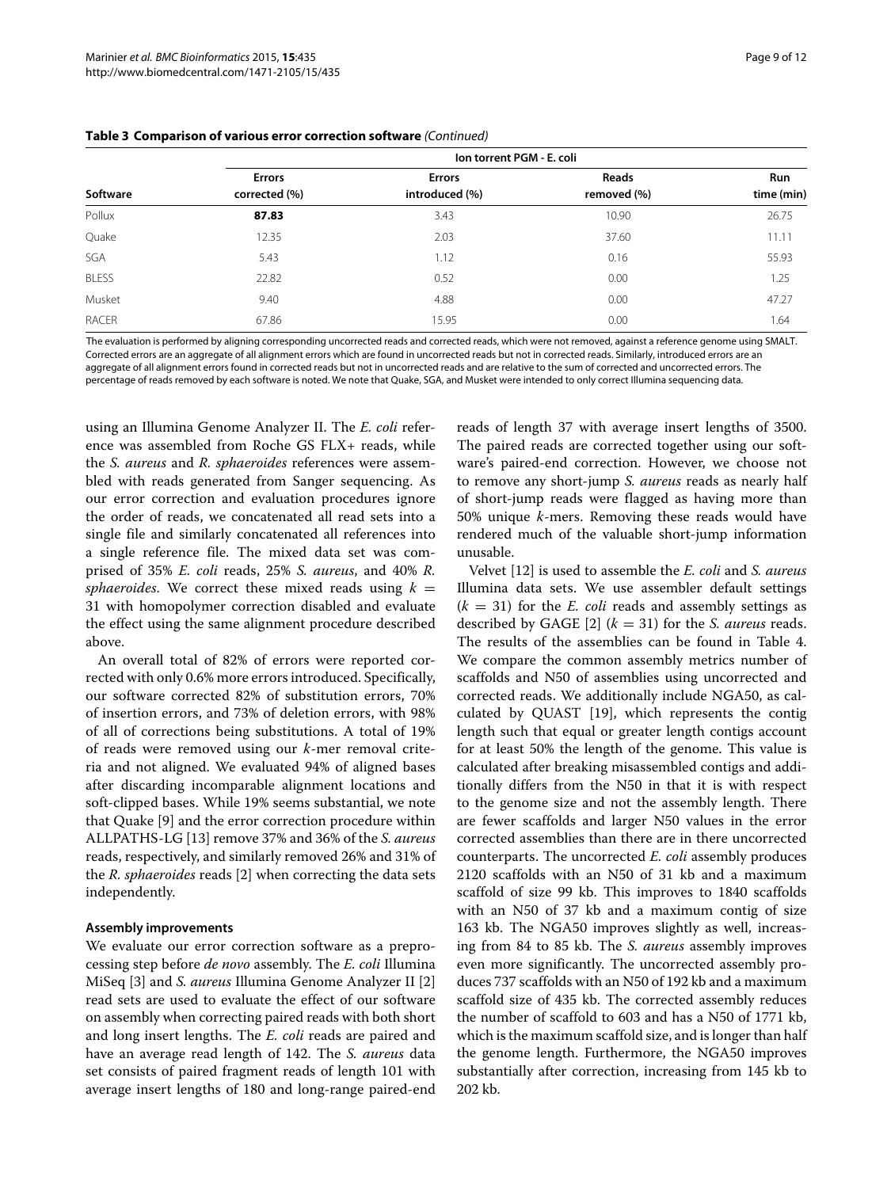**Table 3 Comparison of various error correction software** *(Continued)*

| | Ion torrent PGM - E. coli | | | |
|---|---|---|---|---|
| Software | Errors corrected (%) | Errors introduced (%) | Reads removed (%) | Run time (min) |
| Pollux | **87.83** | 3.43 | 10.90 | 26.75 |
| Quake | 12.35 | 2.03 | 37.60 | 11.11 |
| SGA | 5.43 | 1.12 | 0.16 | 55.93 |
| BLESS | 22.82 | 0.52 | 0.00 | 1.25 |
| Musket | 9.40 | 4.88 | 0.00 | 47.27 |
| RACER | 67.86 | 15.95 | 0.00 | 1.64 |

The evaluation is performed by aligning corresponding uncorrected reads and corrected reads, which were not removed, against a reference genome using SMALT. Corrected errors are an aggregate of all alignment errors which are found in uncorrected reads but not in corrected reads. Similarly, introduced errors are an aggregate of all alignment errors found in corrected reads but not in uncorrected reads and are relative to the sum of corrected and uncorrected errors. The percentage of reads removed by each software is noted. We note that Quake, SGA, and Musket were intended to only correct Illumina sequencing data.

using an Illumina Genome Analyzer II. The *E. coli* reference was assembled from Roche GS FLX+ reads, while the *S. aureus* and *R. sphaeroides* references were assembled with reads generated from Sanger sequencing. As our error correction and evaluation procedures ignore the order of reads, we concatenated all read sets into a single file and similarly concatenated all references into a single reference file. The mixed data set was comprised of 35% *E. coli* reads, 25% *S. aureus*, and 40% *R. sphaeroides*. We correct these mixed reads using $k = 31$ with homopolymer correction disabled and evaluate the effect using the same alignment procedure described above.

An overall total of 82% of errors were reported corrected with only 0.6% more errors introduced. Specifically, our software corrected 82% of substitution errors, 70% of insertion errors, and 73% of deletion errors, with 98% of all of corrections being substitutions. A total of 19% of reads were removed using our *k*-mer removal criteria and not aligned. We evaluated 94% of aligned bases after discarding incomparable alignment locations and soft-clipped bases. While 19% seems substantial, we note that Quake [9] and the error correction procedure within ALLPATHS-LG [13] remove 37% and 36% of the *S. aureus* reads, respectively, and similarly removed 26% and 31% of the *R. sphaeroides* reads [2] when correcting the data sets independently.

#### Assembly improvements

We evaluate our error correction software as a preprocessing step before *de novo* assembly. The *E. coli* Illumina MiSeq [3] and *S. aureus* Illumina Genome Analyzer II [2] read sets are used to evaluate the effect of our software on assembly when correcting paired reads with both short and long insert lengths. The *E. coli* reads are paired and have an average read length of 142. The *S. aureus* data set consists of paired fragment reads of length 101 with average insert lengths of 180 and long-range paired-end reads of length 37 with average insert lengths of 3500. The paired reads are corrected together using our software's paired-end correction. However, we choose not to remove any short-jump *S. aureus* reads as nearly half of short-jump reads were flagged as having more than 50% unique *k*-mers. Removing these reads would have rendered much of the valuable short-jump information unusable.

Velvet [12] is used to assemble the *E. coli* and *S. aureus* Illumina data sets. We use assembler default settings ($k = 31$) for the *E. coli* reads and assembly settings as described by GAGE [2] ($k = 31$) for the *S. aureus* reads. The results of the assemblies can be found in Table 4. We compare the common assembly metrics number of scaffolds and N50 of assemblies using uncorrected and corrected reads. We additionally include NGA50, as calculated by QUAST [19], which represents the contig length such that equal or greater length contigs account for at least 50% the length of the genome. This value is calculated after breaking misassembled contigs and additionally differs from the N50 in that it is with respect to the genome size and not the assembly length. There are fewer scaffolds and larger N50 values in the error corrected assemblies than there are in there uncorrected counterparts. The uncorrected *E. coli* assembly produces 2120 scaffolds with an N50 of 31 kb and a maximum scaffold of size 99 kb. This improves to 1840 scaffolds with an N50 of 37 kb and a maximum contig of size 163 kb. The NGA50 improves slightly as well, increasing from 84 to 85 kb. The *S. aureus* assembly improves even more significantly. The uncorrected assembly produces 737 scaffolds with an N50 of 192 kb and a maximum scaffold size of 435 kb. The corrected assembly reduces the number of scaffold to 603 and has a N50 of 1771 kb, which is the maximum scaffold size, and is longer than half the genome length. Furthermore, the NGA50 improves substantially after correction, increasing from 145 kb to 202 kb.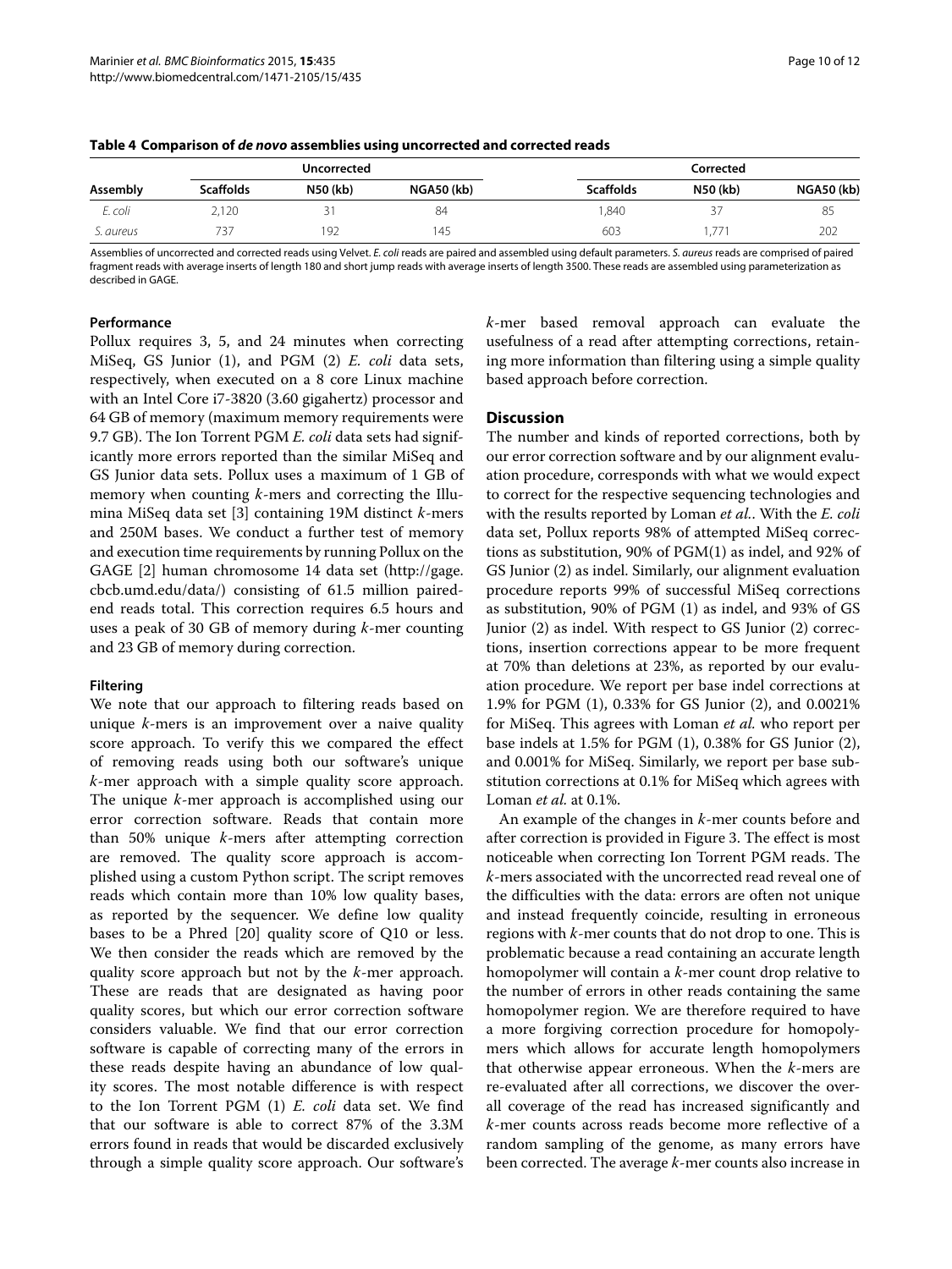**Table 4 Comparison of *de novo* assemblies using uncorrected and corrected reads**

| | Uncorrected | | | Corrected | | |
|---|---|---|---|---|---|---|
| **Assembly** | **Scaffolds** | **N50 (kb)** | **NGA50 (kb)** | **Scaffolds** | **N50 (kb)** | **NGA50 (kb)** |
| *E. coli* | 2,120 | 31 | 84 | 1,840 | 37 | 85 |
| *S. aureus* | 737 | 192 | 145 | 603 | 1,771 | 202 |

Assemblies of uncorrected and corrected reads using Velvet. *E. coli* reads are paired and assembled using default parameters. *S. aureus* reads are comprised of paired fragment reads with average inserts of length 180 and short jump reads with average inserts of length 3500. These reads are assembled using parameterization as described in GAGE.

### Performance

Pollux requires 3, 5, and 24 minutes when correcting MiSeq, GS Junior (1), and PGM (2) *E. coli* data sets, respectively, when executed on a 8 core Linux machine with an Intel Core i7-3820 (3.60 gigahertz) processor and 64 GB of memory (maximum memory requirements were 9.7 GB). The Ion Torrent PGM *E. coli* data sets had significantly more errors reported than the similar MiSeq and GS Junior data sets. Pollux uses a maximum of 1 GB of memory when counting *k*-mers and correcting the Illumina MiSeq data set [3] containing 19M distinct *k*-mers and 250M bases. We conduct a further test of memory and execution time requirements by running Pollux on the GAGE [2] human chromosome 14 data set (http://gage.cbcb.umd.edu/data/) consisting of 61.5 million paired-end reads total. This correction requires 6.5 hours and uses a peak of 30 GB of memory during *k*-mer counting and 23 GB of memory during correction.

### Filtering

We note that our approach to filtering reads based on unique *k*-mers is an improvement over a naive quality score approach. To verify this we compared the effect of removing reads using both our software's unique *k*-mer approach with a simple quality score approach. The unique *k*-mer approach is accomplished using our error correction software. Reads that contain more than 50% unique *k*-mers after attempting correction are removed. The quality score approach is accomplished using a custom Python script. The script removes reads which contain more than 10% low quality bases, as reported by the sequencer. We define low quality bases to be a Phred [20] quality score of Q10 or less. We then consider the reads which are removed by the quality score approach but not by the *k*-mer approach. These are reads that are designated as having poor quality scores, but which our error correction software considers valuable. We find that our error correction software is capable of correcting many of the errors in these reads despite having an abundance of low quality scores. The most notable difference is with respect to the Ion Torrent PGM (1) *E. coli* data set. We find that our software is able to correct 87% of the 3.3M errors found in reads that would be discarded exclusively through a simple quality score approach. Our software's *k*-mer based removal approach can evaluate the usefulness of a read after attempting corrections, retaining more information than filtering using a simple quality based approach before correction.

## Discussion

The number and kinds of reported corrections, both by our error correction software and by our alignment evaluation procedure, corresponds with what we would expect to correct for the respective sequencing technologies and with the results reported by Loman *et al.*. With the *E. coli* data set, Pollux reports 98% of attempted MiSeq corrections as substitution, 90% of PGM(1) as indel, and 92% of GS Junior (2) as indel. Similarly, our alignment evaluation procedure reports 99% of successful MiSeq corrections as substitution, 90% of PGM (1) as indel, and 93% of GS Junior (2) as indel. With respect to GS Junior (2) corrections, insertion corrections appear to be more frequent at 70% than deletions at 23%, as reported by our evaluation procedure. We report per base indel corrections at 1.9% for PGM (1), 0.33% for GS Junior (2), and 0.0021% for MiSeq. This agrees with Loman *et al.* who report per base indels at 1.5% for PGM (1), 0.38% for GS Junior (2), and 0.001% for MiSeq. Similarly, we report per base substitution corrections at 0.1% for MiSeq which agrees with Loman *et al.* at 0.1%.

An example of the changes in *k*-mer counts before and after correction is provided in Figure 3. The effect is most noticeable when correcting Ion Torrent PGM reads. The *k*-mers associated with the uncorrected read reveal one of the difficulties with the data: errors are often not unique and instead frequently coincide, resulting in erroneous regions with *k*-mer counts that do not drop to one. This is problematic because a read containing an accurate length homopolymer will contain a *k*-mer count drop relative to the number of errors in other reads containing the same homopolymer region. We are therefore required to have a more forgiving correction procedure for homopolymers which allows for accurate length homopolymers that otherwise appear erroneous. When the *k*-mers are re-evaluated after all corrections, we discover the overall coverage of the read has increased significantly and *k*-mer counts across reads become more reflective of a random sampling of the genome, as many errors have been corrected. The average *k*-mer counts also increase in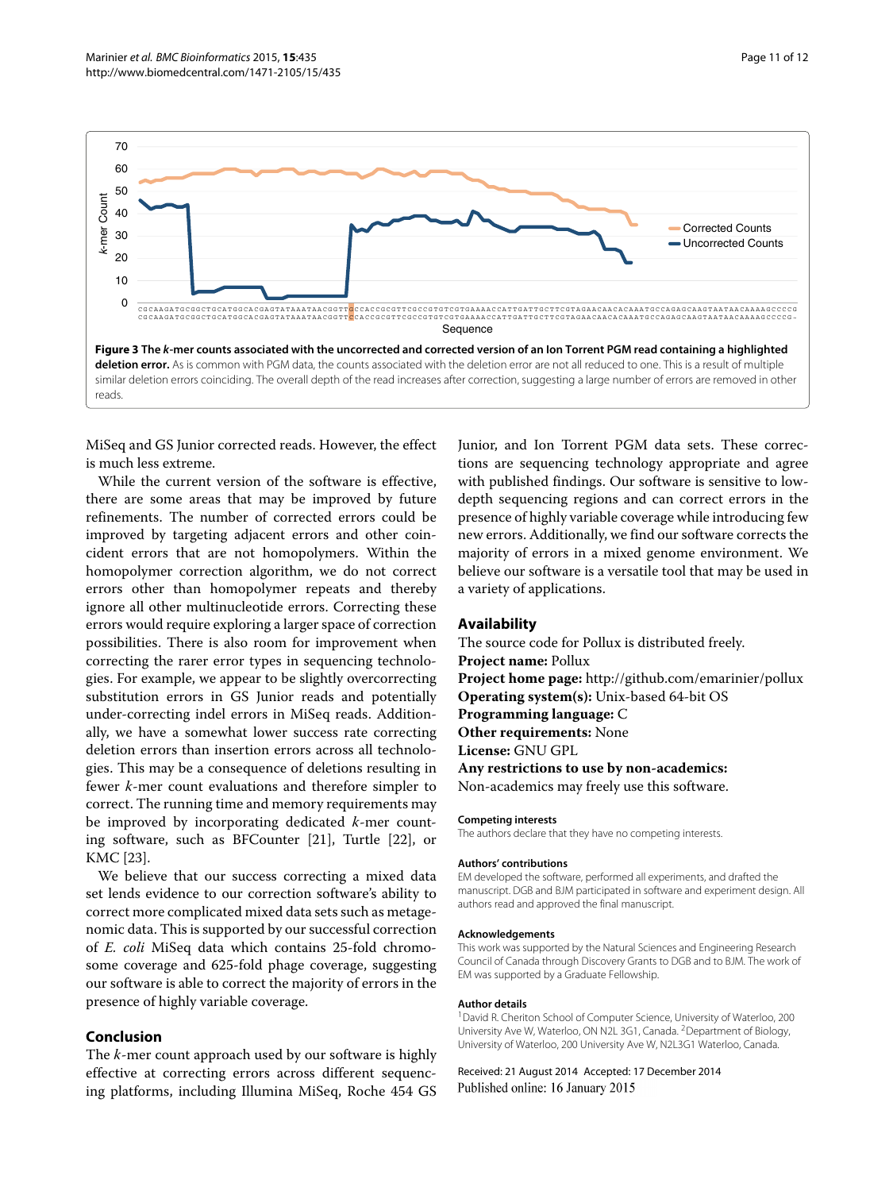70
60
50
40
30
20
10
0

*k*-mer Count

Corrected Counts
Uncorrected Counts

CGCAAGATGCGGCTGCATGGCACGAGTATAAATAACGGTTCCCACCGCGTTCGCCGTGTCGTGAAAACCATTGATTGCTTCGTAGAACAACACAAATGCCAGAGCAAGTAATAACAAAAGCCCCG
CGCAAGATGCGGCTGCATGGCACGAGTATAAATAACGGTTCCACCGCGTTCGCCGTGTCGTGAAAACCATTGATTGCTTCGTAGAACAACACAAATGCCAGAGCAAGTAATAACAAAAGCCCCG-

Sequence

**Figure 3 The *k*-mer counts associated with the uncorrected and corrected version of an Ion Torrent PGM read containing a highlighted deletion error.** As is common with PGM data, the counts associated with the deletion error are not all reduced to one. This is a result of multiple similar deletion errors coinciding. The overall depth of the read increases after correction, suggesting a large number of errors are removed in other reads.

MiSeq and GS Junior corrected reads. However, the effect is much less extreme.

While the current version of the software is effective, there are some areas that may be improved by future refinements. The number of corrected errors could be improved by targeting adjacent errors and other coincident errors that are not homopolymers. Within the homopolymer correction algorithm, we do not correct errors other than homopolymer repeats and thereby ignore all other multinucleotide errors. Correcting these errors would require exploring a larger space of correction possibilities. There is also room for improvement when correcting the rarer error types in sequencing technologies. For example, we appear to be slightly overcorrecting substitution errors in GS Junior reads and potentially under-correcting indel errors in MiSeq reads. Additionally, we have a somewhat lower success rate correcting deletion errors than insertion errors across all technologies. This may be a consequence of deletions resulting in fewer *k*-mer count evaluations and therefore simpler to correct. The running time and memory requirements may be improved by incorporating dedicated *k*-mer counting software, such as BFCounter [21], Turtle [22], or KMC [23].

We believe that our success correcting a mixed data set lends evidence to our correction software's ability to correct more complicated mixed data sets such as metagenomic data. This is supported by our successful correction of *E. coli* MiSeq data which contains 25-fold chromosome coverage and 625-fold phage coverage, suggesting our software is able to correct the majority of errors in the presence of highly variable coverage.

## Conclusion

The *k*-mer count approach used by our software is highly effective at correcting errors across different sequencing platforms, including Illumina MiSeq, Roche 454 GS Junior, and Ion Torrent PGM data sets. These corrections are sequencing technology appropriate and agree with published findings. Our software is sensitive to low-depth sequencing regions and can correct errors in the presence of highly variable coverage while introducing few new errors. Additionally, we find our software corrects the majority of errors in a mixed genome environment. We believe our software is a versatile tool that may be used in a variety of applications.

## Availability

The source code for Pollux is distributed freely.
**Project name:** Pollux
**Project home page:** http://github.com/emarinier/pollux
**Operating system(s):** Unix-based 64-bit OS
**Programming language:** C
**Other requirements:** None
**License:** GNU GPL
**Any restrictions to use by non-academics:** Non-academics may freely use this software.

#### Competing interests

The authors declare that they have no competing interests.

#### Authors' contributions

EM developed the software, performed all experiments, and drafted the manuscript. DGB and BJM participated in software and experiment design. All authors read and approved the final manuscript.

#### Acknowledgements

This work was supported by the Natural Sciences and Engineering Research Council of Canada through Discovery Grants to DGB and to BJM. The work of EM was supported by a Graduate Fellowship.

#### Author details

[1]David R. Cheriton School of Computer Science, University of Waterloo, 200 University Ave W, Waterloo, ON N2L 3G1, Canada. [2]Department of Biology, University of Waterloo, 200 University Ave W, N2L3G1 Waterloo, Canada.

Received: 21 August 2014 Accepted: 17 December 2014
Published online: 16 January 2015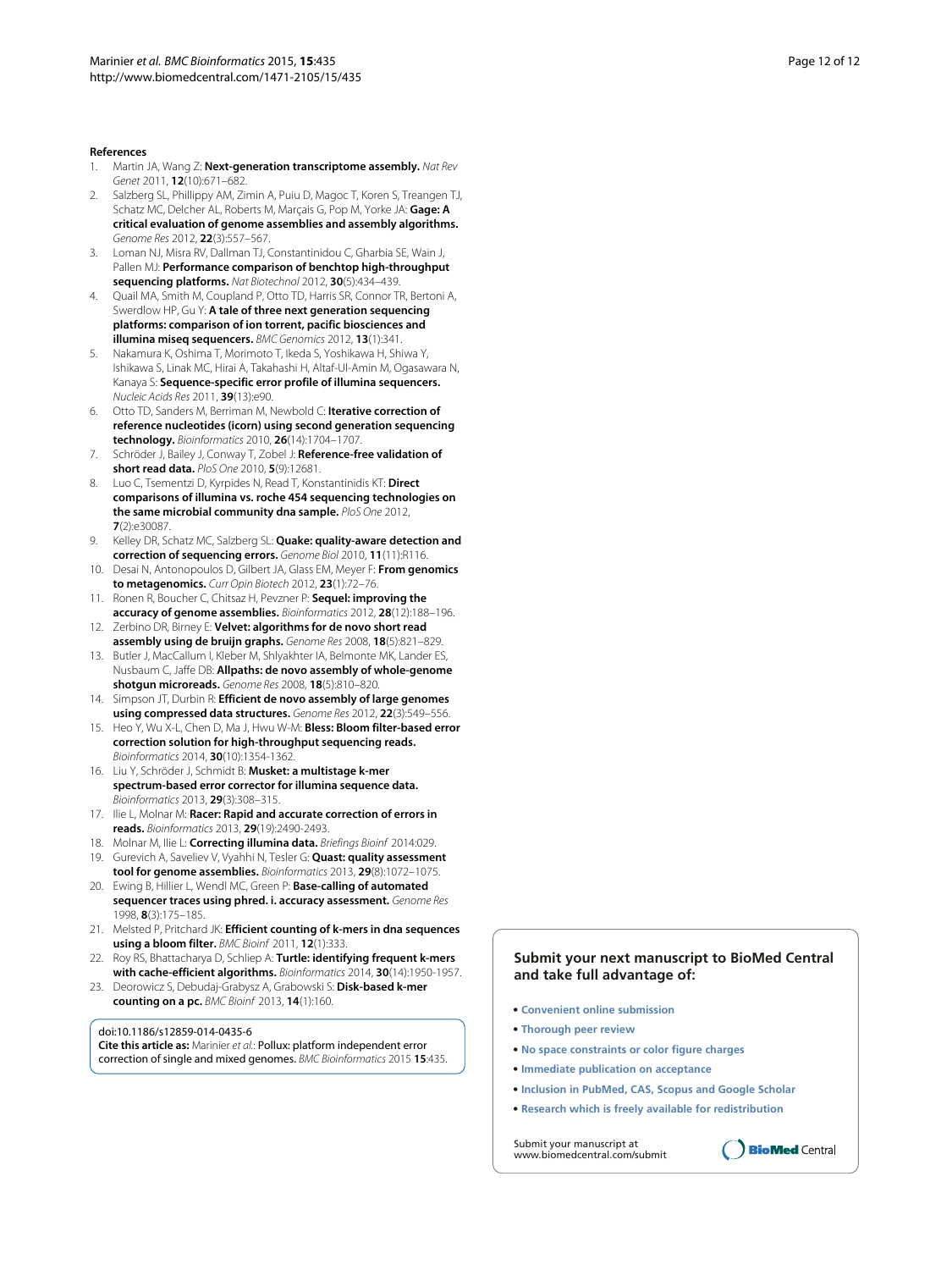## References

1. Martin JA, Wang Z: **Next-generation transcriptome assembly.** *Nat Rev Genet* 2011, **12**(10):671–682.
2. Salzberg SL, Phillippy AM, Zimin A, Puiu D, Magoc T, Koren S, Treangen TJ, Schatz MC, Delcher AL, Roberts M, Marçais G, Pop M, Yorke JA: **Gage: A critical evaluation of genome assemblies and assembly algorithms.** *Genome Res* 2012, **22**(3):557–567.
3. Loman NJ, Misra RV, Dallman TJ, Constantinidou C, Gharbia SE, Wain J, Pallen MJ: **Performance comparison of benchtop high-throughput sequencing platforms.** *Nat Biotechnol* 2012, **30**(5):434–439.
4. Quail MA, Smith M, Coupland P, Otto TD, Harris SR, Connor TR, Bertoni A, Swerdlow HP, Gu Y: **A tale of three next generation sequencing platforms: comparison of ion torrent, pacific biosciences and illumina miseq sequencers.** *BMC Genomics* 2012, **13**(1):341.
5. Nakamura K, Oshima T, Morimoto T, Ikeda S, Yoshikawa H, Shiwa Y, Ishikawa S, Linak MC, Hirai A, Takahashi H, Altaf-Ul-Amin M, Ogasawara N, Kanaya S: **Sequence-specific error profile of illumina sequencers.** *Nucleic Acids Res* 2011, **39**(13):e90.
6. Otto TD, Sanders M, Berriman M, Newbold C: **Iterative correction of reference nucleotides (icorn) using second generation sequencing technology.** *Bioinformatics* 2010, **26**(14):1704–1707.
7. Schröder J, Bailey J, Conway T, Zobel J: **Reference-free validation of short read data.** *PloS One* 2010, **5**(9):12681.
8. Luo C, Tsementzi D, Kyrpides N, Read T, Konstantinidis KT: **Direct comparisons of illumina vs. roche 454 sequencing technologies on the same microbial community dna sample.** *PloS One* 2012, **7**(2):e30087.
9. Kelley DR, Schatz MC, Salzberg SL: **Quake: quality-aware detection and correction of sequencing errors.** *Genome Biol* 2010, **11**(11):R116.
10. Desai N, Antonopoulos D, Gilbert JA, Glass EM, Meyer F: **From genomics to metagenomics.** *Curr Opin Biotech* 2012, **23**(1):72–76.
11. Ronen R, Boucher C, Chitsaz H, Pevzner P: **Sequel: improving the accuracy of genome assemblies.** *Bioinformatics* 2012, **28**(12):188–196.
12. Zerbino DR, Birney E: **Velvet: algorithms for de novo short read assembly using de bruijn graphs.** *Genome Res* 2008, **18**(5):821–829.
13. Butler J, MacCallum I, Kleber M, Shlyakhter IA, Belmonte MK, Lander ES, Nusbaum C, Jaffe DB: **Allpaths: de novo assembly of whole-genome shotgun microreads.** *Genome Res* 2008, **18**(5):810–820.
14. Simpson JT, Durbin R: **Efficient de novo assembly of large genomes using compressed data structures.** *Genome Res* 2012, **22**(3):549–556.
15. Heo Y, Wu X-L, Chen D, Ma J, Hwu W-M: **Bless: Bloom filter-based error correction solution for high-throughput sequencing reads.** *Bioinformatics* 2014, **30**(10):1354-1362.
16. Liu Y, Schröder J, Schmidt B: **Musket: a multistage k-mer spectrum-based error corrector for illumina sequence data.** *Bioinformatics* 2013, **29**(3):308–315.
17. Ilie L, Molnar M: **Racer: Rapid and accurate correction of errors in reads.** *Bioinformatics* 2013, **29**(19):2490-2493.
18. Molnar M, Ilie L: **Correcting illumina data.** *Briefings Bioinf* 2014:029.
19. Gurevich A, Saveliev V, Vyahhi N, Tesler G: **Quast: quality assessment tool for genome assemblies.** *Bioinformatics* 2013, **29**(8):1072–1075.
20. Ewing B, Hillier L, Wendl MC, Green P: **Base-calling of automated sequencer traces using phred. i. accuracy assessment.** *Genome Res* 1998, **8**(3):175–185.
21. Melsted P, Pritchard JK: **Efficient counting of k-mers in dna sequences using a bloom filter.** *BMC Bioinf* 2011, **12**(1):333.
22. Roy RS, Bhattacharya D, Schliep A: **Turtle: identifying frequent k-mers with cache-efficient algorithms.** *Bioinformatics* 2014, **30**(14):1950-1957.
23. Deorowicz S, Debudaj-Grabysz A, Grabowski S: **Disk-based k-mer counting on a pc.** *BMC Bioinf* 2013, **14**(1):160.

doi:10.1186/s12859-014-0435-6
**Cite this article as:** Marinier *et al.*: Pollux: platform independent error correction of single and mixed genomes. *BMC Bioinformatics* 2015 **15**:435.

**Submit your next manuscript to BioMed Central and take full advantage of:**

- **Convenient online submission**
- **Thorough peer review**
- **No space constraints or color figure charges**
- **Immediate publication on acceptance**
- **Inclusion in PubMed, CAS, Scopus and Google Scholar**
- **Research which is freely available for redistribution**

Submit your manuscript at
www.biomedcentral.com/submit

BioMed Central